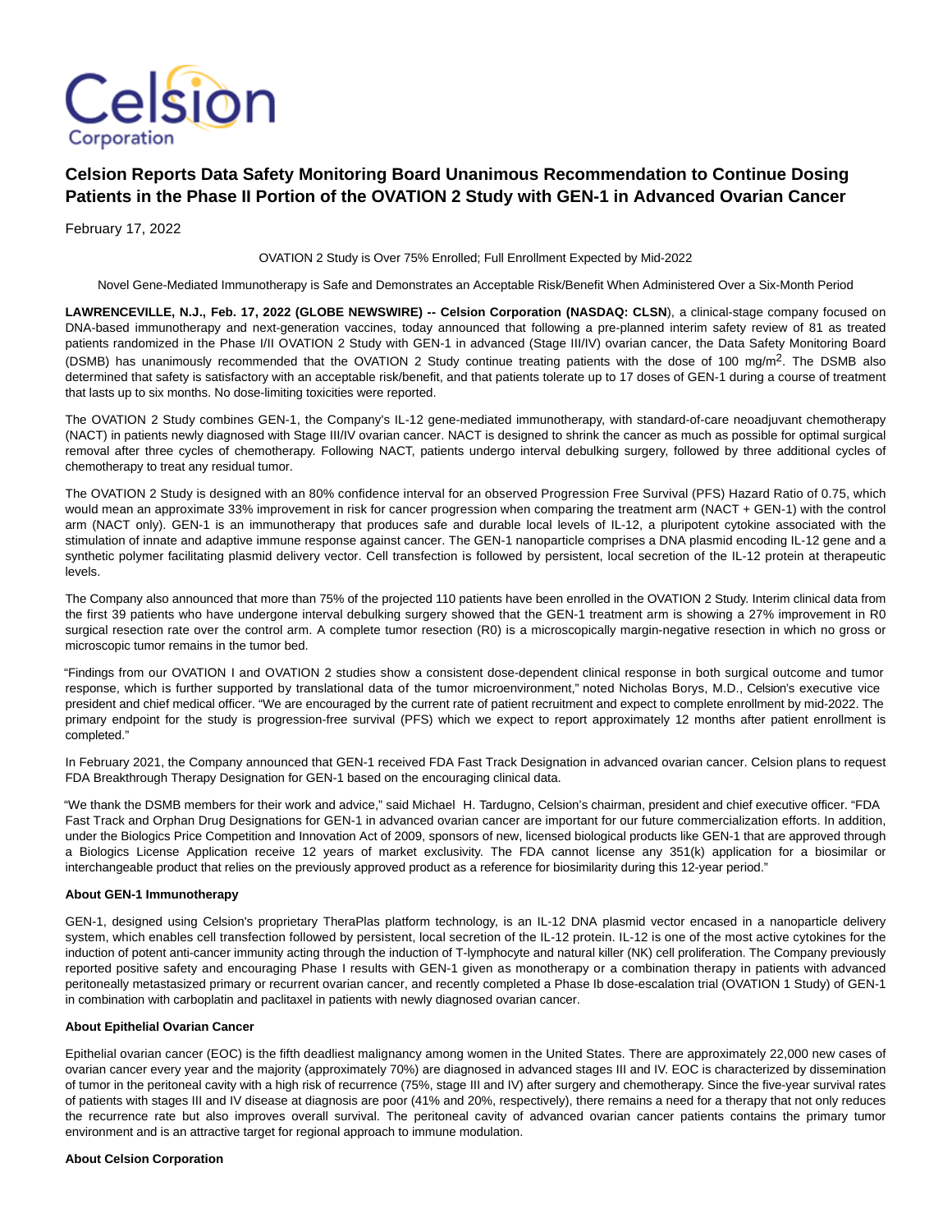Celsion Corporation

# Celsion Reports Data Safety Monitoring Board Unanimous Recommendation to Continue Dosing Patients in the Phase II Portion of the OVATION 2 Study with GEN-1 in Advanced Ovarian Cancer

February 17, 2022

OVATION 2 Study is Over 75% Enrolled; Full Enrollment Expected by Mid-2022

Novel Gene-Mediated Immunotherapy is Safe and Demonstrates an Acceptable Risk/Benefit When Administered Over a Six-Month Period

**LAWRENCEVILLE, N.J., Feb. 17, 2022 (GLOBE NEWSWIRE) -- Celsion Corporation (NASDAQ: CLSN**), a clinical-stage company focused on DNA-based immunotherapy and next-generation vaccines, today announced that following a pre-planned interim safety review of 81 as treated patients randomized in the Phase I/II OVATION 2 Study with GEN-1 in advanced (Stage III/IV) ovarian cancer, the Data Safety Monitoring Board (DSMB) has unanimously recommended that the OVATION 2 Study continue treating patients with the dose of 100 mg/m$^2$. The DSMB also determined that safety is satisfactory with an acceptable risk/benefit, and that patients tolerate up to 17 doses of GEN-1 during a course of treatment that lasts up to six months. No dose-limiting toxicities were reported.

The OVATION 2 Study combines GEN-1, the Company's IL-12 gene-mediated immunotherapy, with standard-of-care neoadjuvant chemotherapy (NACT) in patients newly diagnosed with Stage III/IV ovarian cancer. NACT is designed to shrink the cancer as much as possible for optimal surgical removal after three cycles of chemotherapy. Following NACT, patients undergo interval debulking surgery, followed by three additional cycles of chemotherapy to treat any residual tumor.

The OVATION 2 Study is designed with an 80% confidence interval for an observed Progression Free Survival (PFS) Hazard Ratio of 0.75, which would mean an approximate 33% improvement in risk for cancer progression when comparing the treatment arm (NACT + GEN-1) with the control arm (NACT only). GEN-1 is an immunotherapy that produces safe and durable local levels of IL-12, a pluripotent cytokine associated with the stimulation of innate and adaptive immune response against cancer. The GEN-1 nanoparticle comprises a DNA plasmid encoding IL-12 gene and a synthetic polymer facilitating plasmid delivery vector. Cell transfection is followed by persistent, local secretion of the IL-12 protein at therapeutic levels.

The Company also announced that more than 75% of the projected 110 patients have been enrolled in the OVATION 2 Study. Interim clinical data from the first 39 patients who have undergone interval debulking surgery showed that the GEN-1 treatment arm is showing a 27% improvement in R0 surgical resection rate over the control arm. A complete tumor resection (R0) is a microscopically margin-negative resection in which no gross or microscopic tumor remains in the tumor bed.

"Findings from our OVATION I and OVATION 2 studies show a consistent dose-dependent clinical response in both surgical outcome and tumor response, which is further supported by translational data of the tumor microenvironment," noted Nicholas Borys, M.D., Celsion's executive vice president and chief medical officer. "We are encouraged by the current rate of patient recruitment and expect to complete enrollment by mid-2022. The primary endpoint for the study is progression-free survival (PFS) which we expect to report approximately 12 months after patient enrollment is completed."

In February 2021, the Company announced that GEN-1 received FDA Fast Track Designation in advanced ovarian cancer. Celsion plans to request FDA Breakthrough Therapy Designation for GEN-1 based on the encouraging clinical data.

"We thank the DSMB members for their work and advice," said Michael H. Tardugno, Celsion's chairman, president and chief executive officer. "FDA Fast Track and Orphan Drug Designations for GEN-1 in advanced ovarian cancer are important for our future commercialization efforts. In addition, under the Biologics Price Competition and Innovation Act of 2009, sponsors of new, licensed biological products like GEN-1 that are approved through a Biologics License Application receive 12 years of market exclusivity. The FDA cannot license any 351(k) application for a biosimilar or interchangeable product that relies on the previously approved product as a reference for biosimilarity during this 12-year period."

**About GEN-1 Immunotherapy**

GEN-1, designed using Celsion's proprietary TheraPlas platform technology, is an IL-12 DNA plasmid vector encased in a nanoparticle delivery system, which enables cell transfection followed by persistent, local secretion of the IL-12 protein. IL-12 is one of the most active cytokines for the induction of potent anti-cancer immunity acting through the induction of T-lymphocyte and natural killer (NK) cell proliferation. The Company previously reported positive safety and encouraging Phase I results with GEN-1 given as monotherapy or a combination therapy in patients with advanced peritoneally metastasized primary or recurrent ovarian cancer, and recently completed a Phase Ib dose-escalation trial (OVATION 1 Study) of GEN-1 in combination with carboplatin and paclitaxel in patients with newly diagnosed ovarian cancer.

**About Epithelial Ovarian Cancer**

Epithelial ovarian cancer (EOC) is the fifth deadliest malignancy among women in the United States. There are approximately 22,000 new cases of ovarian cancer every year and the majority (approximately 70%) are diagnosed in advanced stages III and IV. EOC is characterized by dissemination of tumor in the peritoneal cavity with a high risk of recurrence (75%, stage III and IV) after surgery and chemotherapy. Since the five-year survival rates of patients with stages III and IV disease at diagnosis are poor (41% and 20%, respectively), there remains a need for a therapy that not only reduces the recurrence rate but also improves overall survival. The peritoneal cavity of advanced ovarian cancer patients contains the primary tumor environment and is an attractive target for regional approach to immune modulation.

**About Celsion Corporation**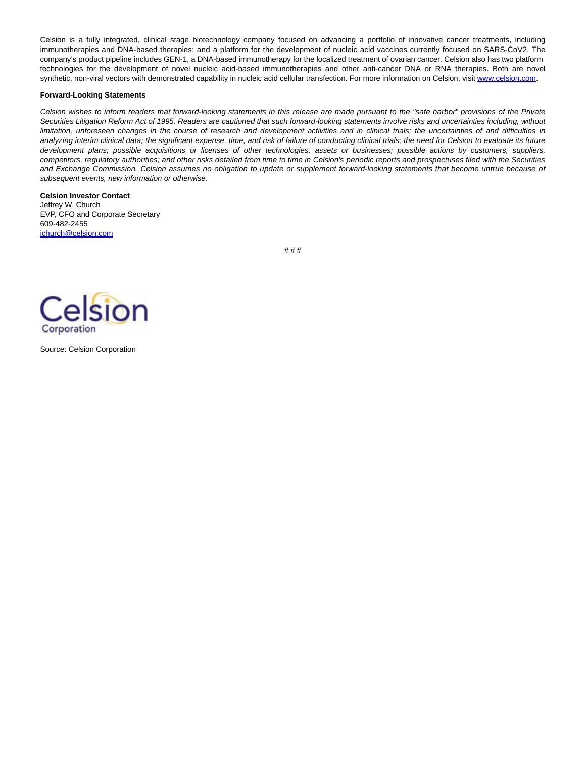Celsion is a fully integrated, clinical stage biotechnology company focused on advancing a portfolio of innovative cancer treatments, including immunotherapies and DNA-based therapies; and a platform for the development of nucleic acid vaccines currently focused on SARS-CoV2. The company's product pipeline includes GEN-1, a DNA-based immunotherapy for the localized treatment of ovarian cancer. Celsion also has two platform technologies for the development of novel nucleic acid-based immunotherapies and other anti-cancer DNA or RNA therapies. Both are novel synthetic, non-viral vectors with demonstrated capability in nucleic acid cellular transfection. For more information on Celsion, visit www.celsion.com.

**Forward-Looking Statements**

*Celsion wishes to inform readers that forward-looking statements in this release are made pursuant to the "safe harbor" provisions of the Private Securities Litigation Reform Act of 1995. Readers are cautioned that such forward-looking statements involve risks and uncertainties including, without limitation, unforeseen changes in the course of research and development activities and in clinical trials; the uncertainties of and difficulties in analyzing interim clinical data; the significant expense, time, and risk of failure of conducting clinical trials; the need for Celsion to evaluate its future development plans; possible acquisitions or licenses of other technologies, assets or businesses; possible actions by customers, suppliers, competitors, regulatory authorities; and other risks detailed from time to time in Celsion's periodic reports and prospectuses filed with the Securities and Exchange Commission. Celsion assumes no obligation to update or supplement forward-looking statements that become untrue because of subsequent events, new information or otherwise.*

**Celsion Investor Contact**
Jeffrey W. Church
EVP, CFO and Corporate Secretary
609-482-2455
jchurch@celsion.com

# # #

Celsion Corporation

Source: Celsion Corporation